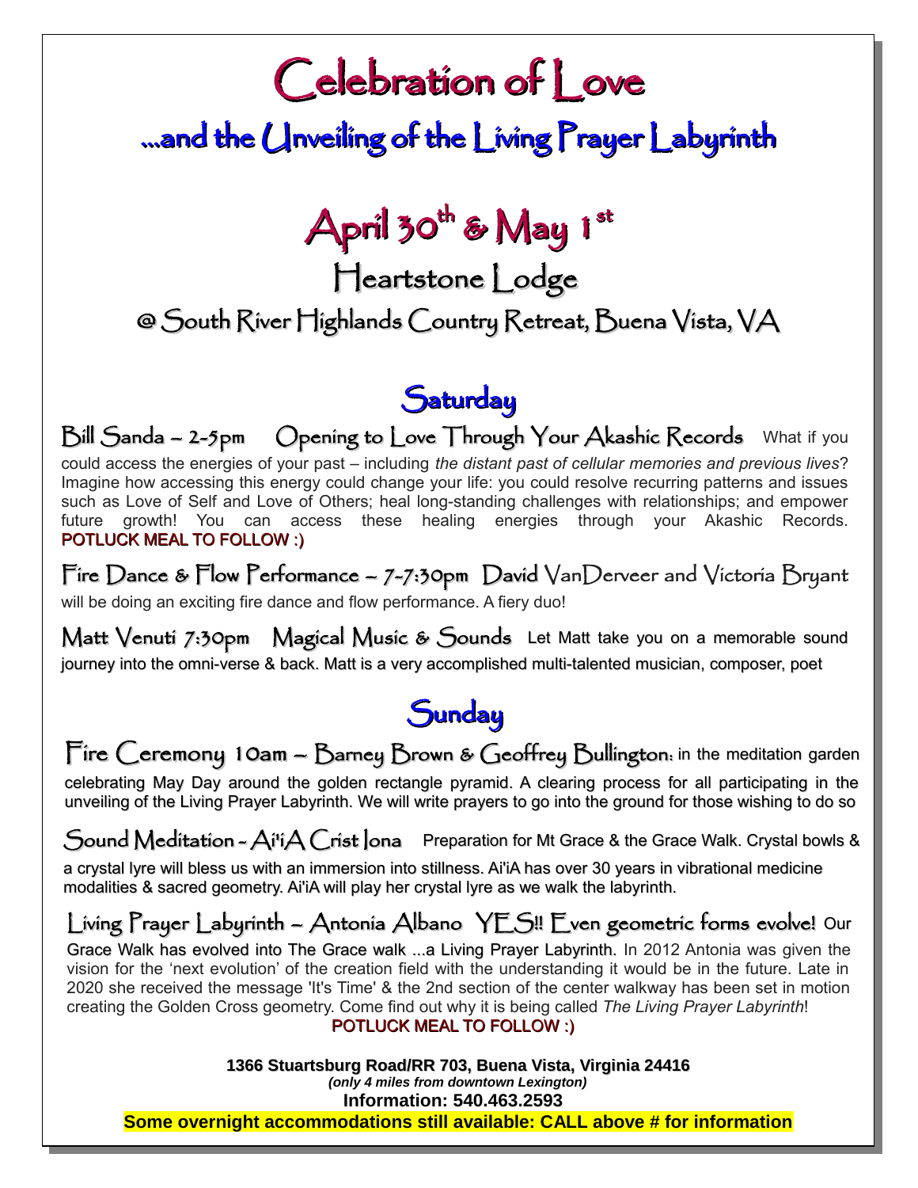# Celebration of Love

## ...and the Unveiling of the Living Prayer Labyrinth

## April 30th & May 1st

## Heartstone Lodge

### @ South River Highlands Country Retreat, Buena Vista, VA

## Saturday

**Bill Sanda – 2-5pm Opening to Love Through Your Akashic Records** What if you could access the energies of your past – including *the distant past of cellular memories and previous lives*? Imagine how accessing this energy could change your life: you could resolve recurring patterns and issues such as Love of Self and Love of Others; heal long-standing challenges with relationships; and empower future growth! You can access these healing energies through your Akashic Records. **POTLUCK MEAL TO FOLLOW :)**

**Fire Dance & Flow Performance – 7-7:30pm** David VanDerveer and Victoria Bryant will be doing an exciting fire dance and flow performance. A fiery duo!

**Matt Venuti 7:30pm Magical Music & Sounds** Let Matt take you on a memorable sound journey into the omni-verse & back. Matt is a very accomplished multi-talented musician, composer, poet

## Sunday

**Fire Ceremony 10am – Barney Brown & Geoffrey Bullington:** in the meditation garden celebrating May Day around the golden rectangle pyramid. A clearing process for all participating in the unveiling of the Living Prayer Labyrinth. We will write prayers to go into the ground for those wishing to do so

**Sound Meditation - Ai'iA Crist Iona** Preparation for Mt Grace & the Grace Walk. Crystal bowls & a crystal lyre will bless us with an immersion into stillness. Ai'iA has over 30 years in vibrational medicine modalities & sacred geometry. Ai'iA will play her crystal lyre as we walk the labyrinth.

**Living Prayer Labyrinth – Antonia Albano YES!! Even geometric forms evolve!** Our Grace Walk has evolved into The Grace walk ...a Living Prayer Labyrinth. In 2012 Antonia was given the vision for the 'next evolution' of the creation field with the understanding it would be in the future. Late in 2020 she received the message 'It's Time' & the 2nd section of the center walkway has been set in motion creating the Golden Cross geometry. Come find out why it is being called *The Living Prayer Labyrinth*!

**POTLUCK MEAL TO FOLLOW :)**

**1366 Stuartsburg Road/RR 703, Buena Vista, Virginia 24416**

***(only 4 miles from downtown Lexington)***

**Information: 540.463.2593**

**Some overnight accommodations still available: CALL above # for information**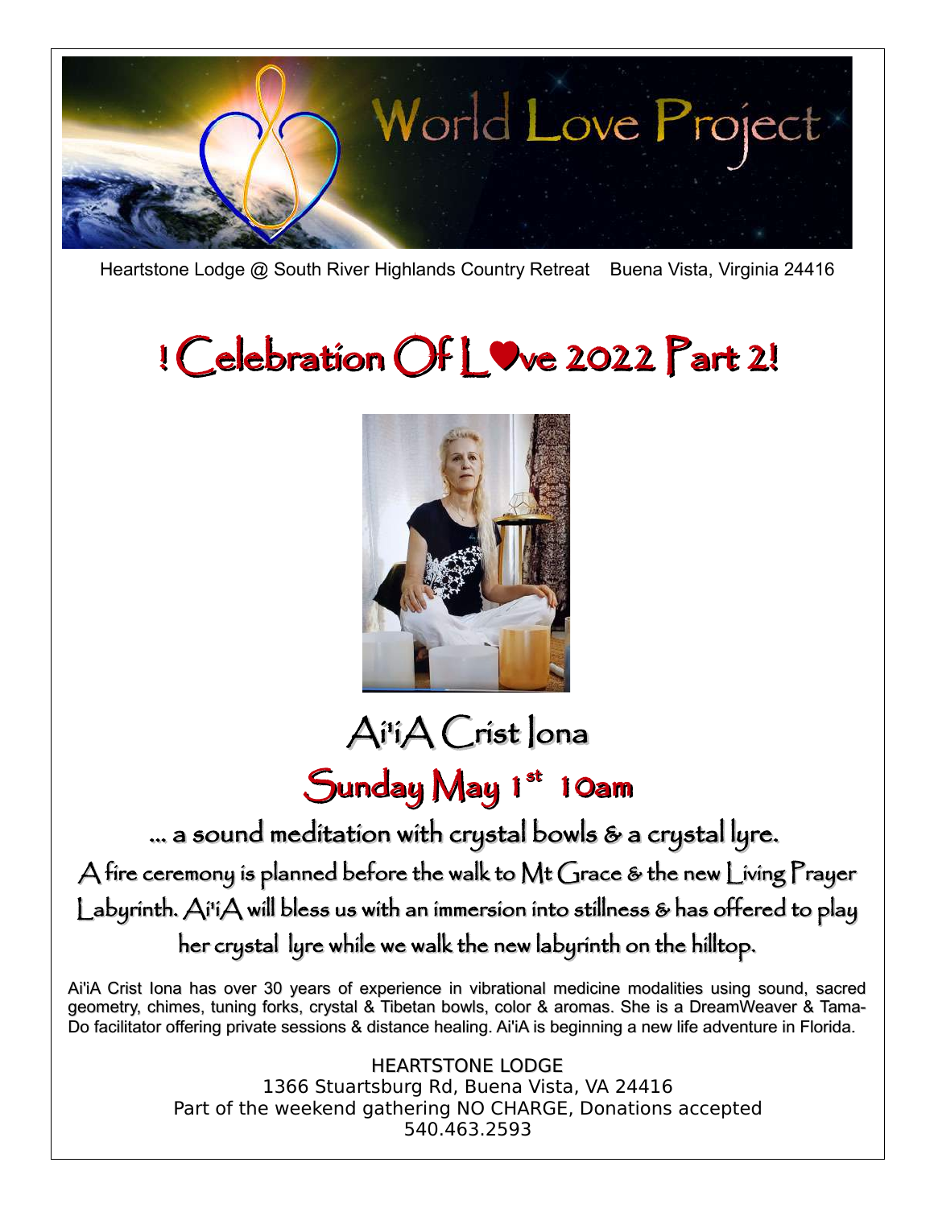# World Love Project

Heartstone Lodge @ South River Highlands Country Retreat Buena Vista, Virginia 24416

# ! Celebration Of L♥ve 2022 Part 2!

## Ai'iA Crist Iona

## Sunday May 1st 10am

… a sound meditation with crystal bowls & a crystal lyre.

A fire ceremony is planned before the walk to Mt Grace & the new Living Prayer Labyrinth. Ai'iA will bless us with an immersion into stillness & has offered to play her crystal lyre while we walk the new labyrinth on the hilltop.

Ai'iA Crist Iona has over 30 years of experience in vibrational medicine modalities using sound, sacred geometry, chimes, tuning forks, crystal & Tibetan bowls, color & aromas. She is a DreamWeaver & Tama-Do facilitator offering private sessions & distance healing. Ai'iA is beginning a new life adventure in Florida.

HEARTSTONE LODGE
1366 Stuartsburg Rd, Buena Vista, VA 24416
Part of the weekend gathering NO CHARGE, Donations accepted
540.463.2593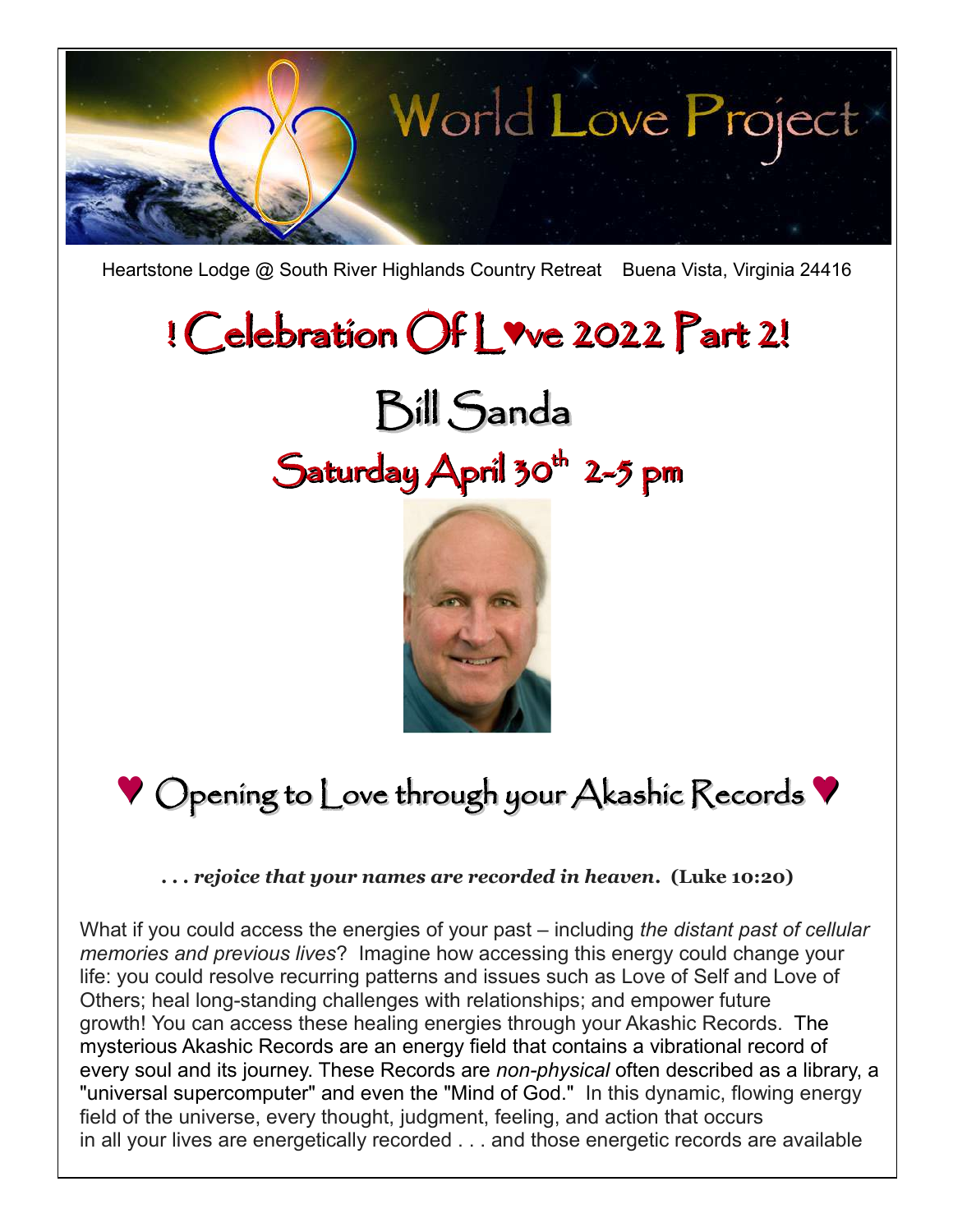# World Love Project

Heartstone Lodge @ South River Highlands Country Retreat    Buena Vista, Virginia 24416

# ! Celebration Of L♥ve 2022 Part 2!

## Bill Sanda

## Saturday April 30th 2-5 pm

## ♥ Opening to Love through your Akashic Records ♥

***. . . rejoice that your names are recorded in heaven.* (Luke 10:20)**

What if you could access the energies of your past – including *the distant past of cellular memories and previous lives*? Imagine how accessing this energy could change your life: you could resolve recurring patterns and issues such as Love of Self and Love of Others; heal long-standing challenges with relationships; and empower future growth! You can access these healing energies through your Akashic Records. The mysterious Akashic Records are an energy field that contains a vibrational record of every soul and its journey. These Records are *non-physical* often described as a library, a "universal supercomputer" and even the "Mind of God." In this dynamic, flowing energy field of the universe, every thought, judgment, feeling, and action that occurs in all your lives are energetically recorded . . . and those energetic records are available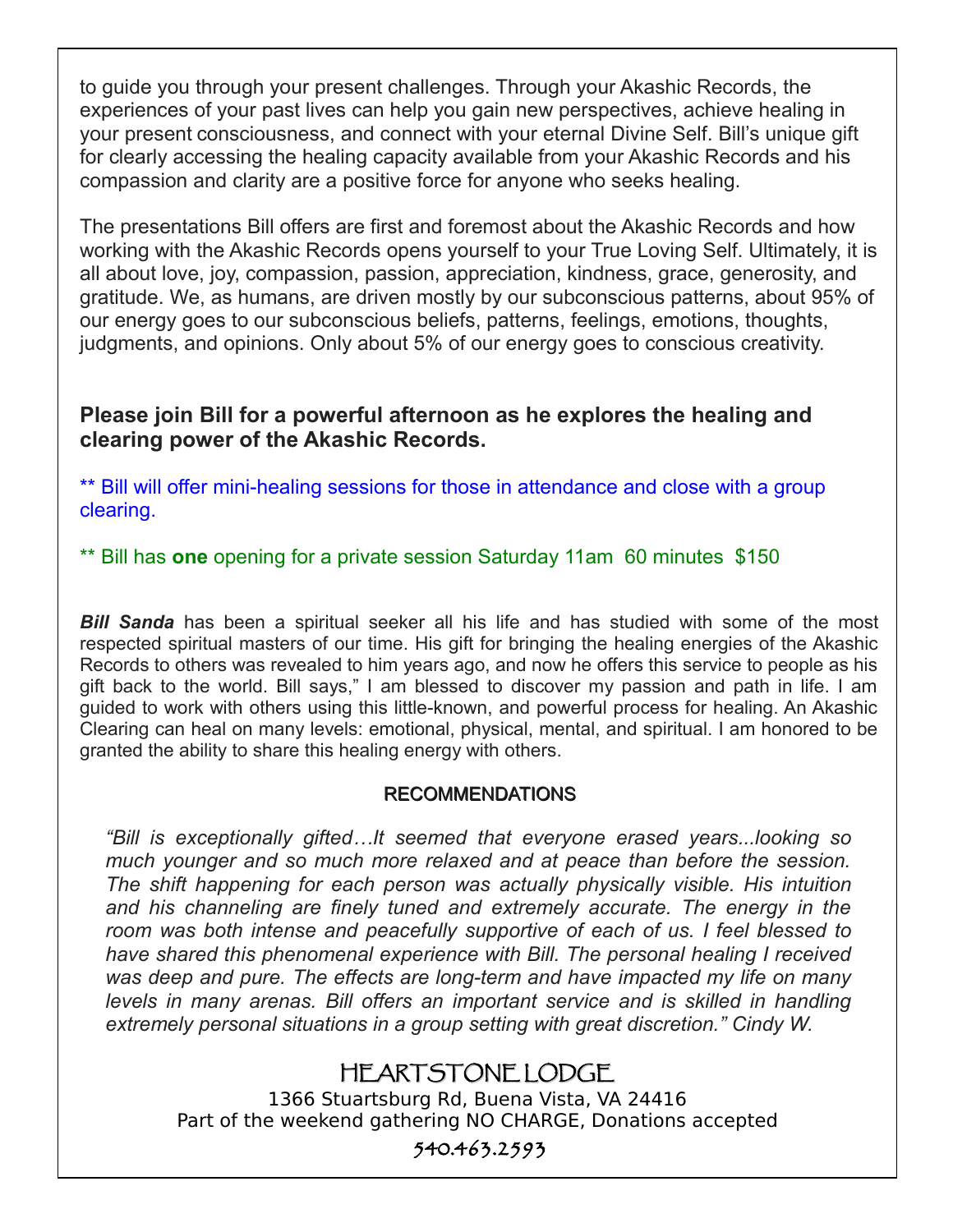to guide you through your present challenges. Through your Akashic Records, the experiences of your past lives can help you gain new perspectives, achieve healing in your present consciousness, and connect with your eternal Divine Self. Bill's unique gift for clearly accessing the healing capacity available from your Akashic Records and his compassion and clarity are a positive force for anyone who seeks healing.

The presentations Bill offers are first and foremost about the Akashic Records and how working with the Akashic Records opens yourself to your True Loving Self. Ultimately, it is all about love, joy, compassion, passion, appreciation, kindness, grace, generosity, and gratitude. We, as humans, are driven mostly by our subconscious patterns, about 95% of our energy goes to our subconscious beliefs, patterns, feelings, emotions, thoughts, judgments, and opinions. Only about 5% of our energy goes to conscious creativity.

**Please join Bill for a powerful afternoon as he explores the healing and clearing power of the Akashic Records.**

** Bill will offer mini-healing sessions for those in attendance and close with a group clearing.

** Bill has **one** opening for a private session Saturday 11am 60 minutes $150

***Bill Sanda*** has been a spiritual seeker all his life and has studied with some of the most respected spiritual masters of our time. His gift for bringing the healing energies of the Akashic Records to others was revealed to him years ago, and now he offers this service to people as his gift back to the world. Bill says," I am blessed to discover my passion and path in life. I am guided to work with others using this little-known, and powerful process for healing. An Akashic Clearing can heal on many levels: emotional, physical, mental, and spiritual. I am honored to be granted the ability to share this healing energy with others.

RECOMMENDATIONS

*"Bill is exceptionally gifted…It seemed that everyone erased years...looking so much younger and so much more relaxed and at peace than before the session. The shift happening for each person was actually physically visible. His intuition and his channeling are finely tuned and extremely accurate. The energy in the room was both intense and peacefully supportive of each of us. I feel blessed to have shared this phenomenal experience with Bill. The personal healing I received was deep and pure. The effects are long-term and have impacted my life on many levels in many arenas. Bill offers an important service and is skilled in handling extremely personal situations in a group setting with great discretion." Cindy W.*

HEARTSTONE LODGE

1366 Stuartsburg Rd, Buena Vista, VA 24416

Part of the weekend gathering NO CHARGE, Donations accepted

540.463.2593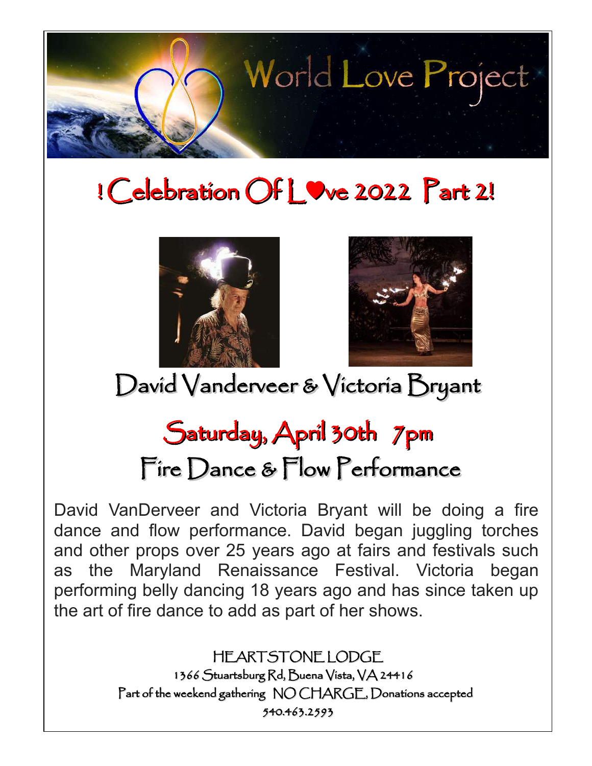# World Love Project

## ! Celebration Of L♥ve 2022 Part 2!

## David Vanderveer & Victoria Bryant

## Saturday, April 30th 7pm

## Fire Dance & Flow Performance

David VanDerveer and Victoria Bryant will be doing a fire dance and flow performance. David began juggling torches and other props over 25 years ago at fairs and festivals such as the Maryland Renaissance Festival. Victoria began performing belly dancing 18 years ago and has since taken up the art of fire dance to add as part of her shows.

HEARTSTONE LODGE
1366 Stuartsburg Rd, Buena Vista, VA 24416
Part of the weekend gathering NO CHARGE, Donations accepted
540.463.2593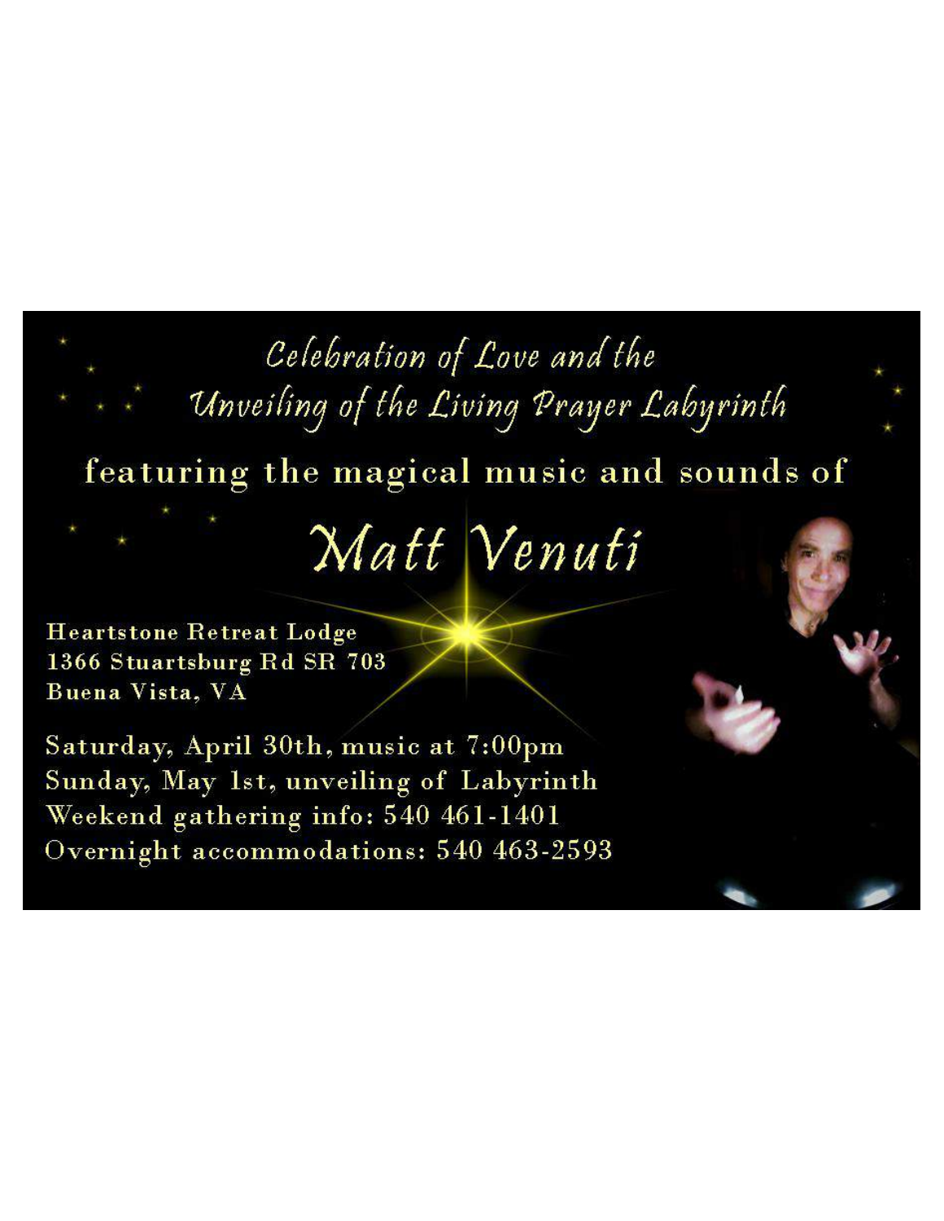# Celebration of Love and the Unveiling of the Living Prayer Labyrinth

featuring the magical music and sounds of

## Matt Venuti

Heartstone Retreat Lodge
1366 Stuartsburg Rd SR 703
Buena Vista, VA

Saturday, April 30th, music at 7:00pm
Sunday, May 1st, unveiling of Labyrinth
Weekend gathering info: 540 461-1401
Overnight accommodations: 540 463-2593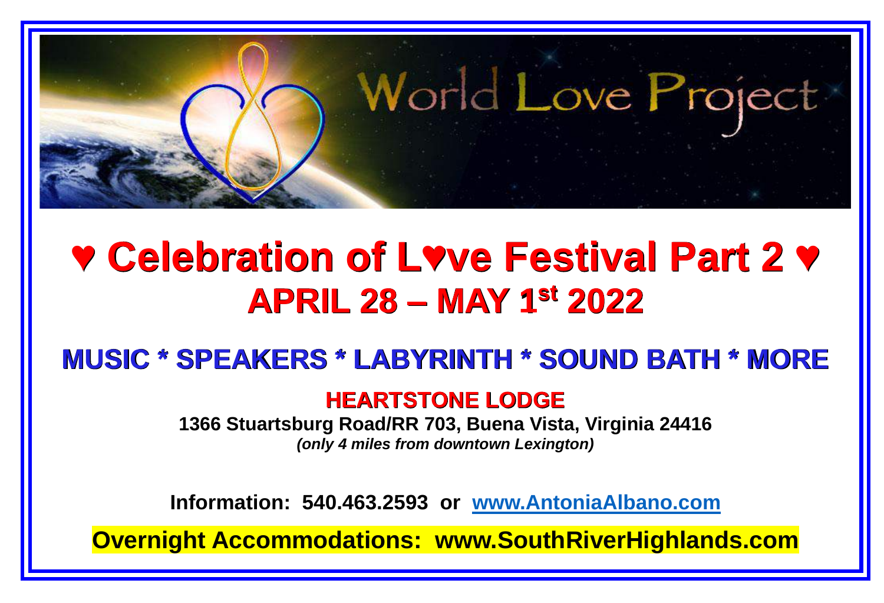World Love Project

# ♥ Celebration of L♥ve Festival Part 2 ♥

## APRIL 28 – MAY 1st 2022

## MUSIC * SPEAKERS * LABYRINTH * SOUND BATH * MORE

### HEARTSTONE LODGE

**1366 Stuartsburg Road/RR 703, Buena Vista, Virginia 24416**

***(only 4 miles from downtown Lexington)***

**Information: 540.463.2593 or [www.AntoniaAlbano.com](http://www.AntoniaAlbano.com)**

**Overnight Accommodations: www.SouthRiverHighlands.com**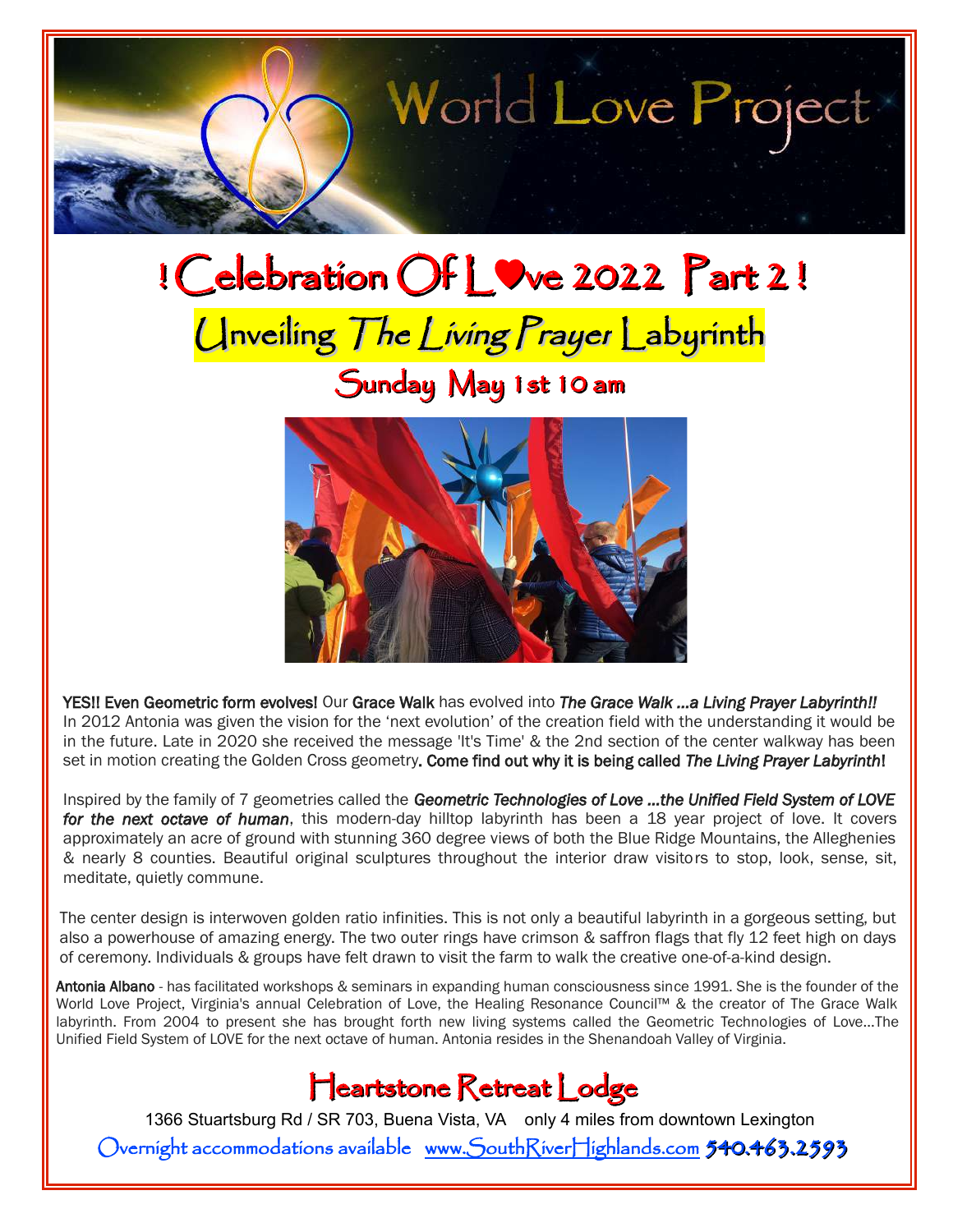# World Love Project

# ! Celebration Of L♥ve 2022 Part 2 !

## Unveiling *The Living Prayer* Labyrinth

### Sunday May 1st 10 am

**YES!! Even Geometric form evolves!** Our **Grace Walk** has evolved into ***The Grace Walk ...a Living Prayer Labyrinth!!*** In 2012 Antonia was given the vision for the 'next evolution' of the creation field with the understanding it would be in the future. Late in 2020 she received the message 'It's Time' & the 2nd section of the center walkway has been set in motion creating the Golden Cross geometry**. Come find out why it is being called *The Living Prayer Labyrinth*!**

Inspired by the family of 7 geometries called the ***Geometric Technologies of Love ...the Unified Field System of LOVE for the next octave of human***, this modern-day hilltop labyrinth has been a 18 year project of love. It covers approximately an acre of ground with stunning 360 degree views of both the Blue Ridge Mountains, the Alleghenies & nearly 8 counties. Beautiful original sculptures throughout the interior draw visitors to stop, look, sense, sit, meditate, quietly commune.

The center design is interwoven golden ratio infinities. This is not only a beautiful labyrinth in a gorgeous setting, but also a powerhouse of amazing energy. The two outer rings have crimson & saffron flags that fly 12 feet high on days of ceremony. Individuals & groups have felt drawn to visit the farm to walk the creative one-of-a-kind design.

**Antonia Albano** - has facilitated workshops & seminars in expanding human consciousness since 1991. She is the founder of the World Love Project, Virginia's annual Celebration of Love, the Healing Resonance Council™ & the creator of The Grace Walk labyrinth. From 2004 to present she has brought forth new living systems called the Geometric Technologies of Love...The Unified Field System of LOVE for the next octave of human. Antonia resides in the Shenandoah Valley of Virginia.

## Heartstone Retreat Lodge

1366 Stuartsburg Rd / SR 703, Buena Vista, VA only 4 miles from downtown Lexington

Overnight accommodations available www.SouthRiverHighlands.com **540.463.2593**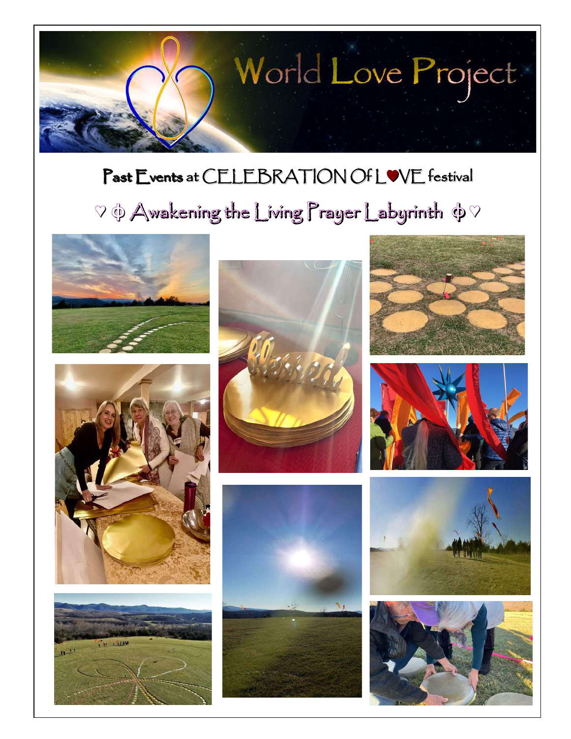# World Love Project

## Past Events at CELEBRATION Of LOVE festival

### ♡ ф Awakening the Living Prayer Labyrinth ф ♡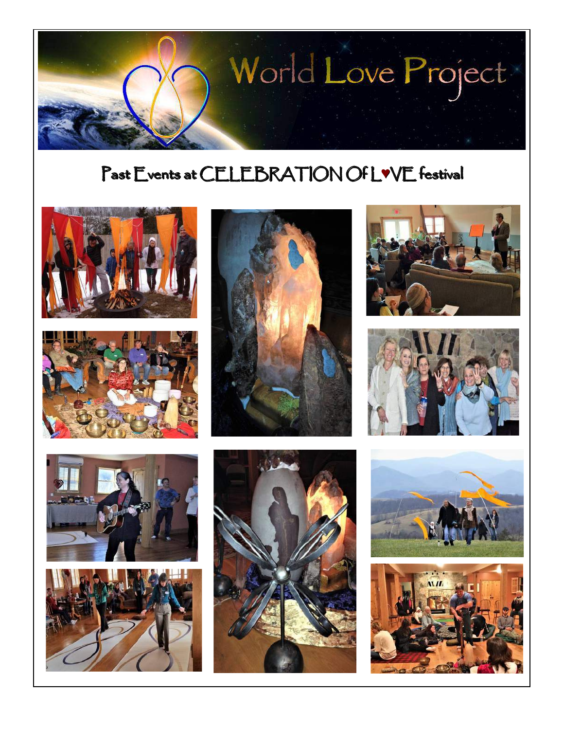# World Love Project

## Past Events at CELEBRATION Of L♥VE festival